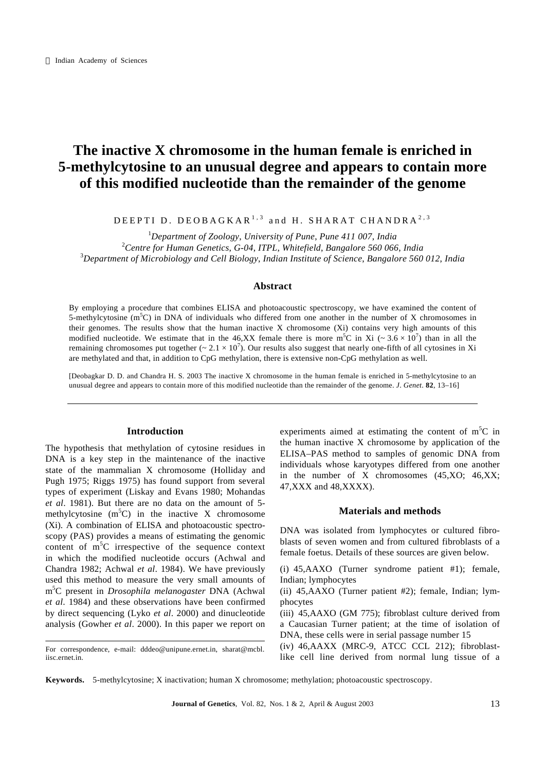# The inactive X chromosome in the human female is enriched in 5-methylcytosine to an unusual degree and appears to contain more of this modified nucleotide than the remainder of the genome

DEEPTI D. DEOBAGKAR[1,3] and H. SHARAT CHANDRA[2,3]

[1]*Department of Zoology, University of Pune, Pune 411 007, India*
[2]*Centre for Human Genetics, G-04, ITPL, Whitefield, Bangalore 560 066, India*
[3]*Department of Microbiology and Cell Biology, Indian Institute of Science, Bangalore 560 012, India*

## Abstract

By employing a procedure that combines ELISA and photoacoustic spectroscopy, we have examined the content of 5-methylcytosine ($m^5C$) in DNA of individuals who differed from one another in the number of X chromosomes in their genomes. The results show that the human inactive X chromosome (Xi) contains very high amounts of this modified nucleotide. We estimate that in the 46,XX female there is more $m^5C$ in Xi ($\sim 3.6 \times 10^7$) than in all the remaining chromosomes put together ($\sim 2.1 \times 10^7$). Our results also suggest that nearly one-fifth of all cytosines in Xi are methylated and that, in addition to CpG methylation, there is extensive non-CpG methylation as well.

[Deobagkar D. D. and Chandra H. S. 2003 The inactive X chromosome in the human female is enriched in 5-methylcytosine to an unusual degree and appears to contain more of this modified nucleotide than the remainder of the genome. *J. Genet.* **82**, 13–16]

## Introduction

The hypothesis that methylation of cytosine residues in DNA is a key step in the maintenance of the inactive state of the mammalian X chromosome (Holliday and Pugh 1975; Riggs 1975) has found support from several types of experiment (Liskay and Evans 1980; Mohandas *et al*. 1981). But there are no data on the amount of 5-methylcytosine ($m^5C$) in the inactive X chromosome (Xi). A combination of ELISA and photoacoustic spectroscopy (PAS) provides a means of estimating the genomic content of $m^5C$ irrespective of the sequence context in which the modified nucleotide occurs (Achwal and Chandra 1982; Achwal *et al*. 1984). We have previously used this method to measure the very small amounts of $m^5C$ present in *Drosophila melanogaster* DNA (Achwal *et al*. 1984) and these observations have been confirmed by direct sequencing (Lyko *et al*. 2000) and dinucleotide analysis (Gowher *et al*. 2000). In this paper we report on experiments aimed at estimating the content of $m^5C$ in the human inactive X chromosome by application of the ELISA–PAS method to samples of genomic DNA from individuals whose karyotypes differed from one another in the number of X chromosomes (45,XO; 46,XX; 47,XXX and 48,XXXX).

For correspondence, e-mail: dddeo@unipune.ernet.in, sharat@mcbl.iisc.ernet.in.

## Materials and methods

DNA was isolated from lymphocytes or cultured fibroblasts of seven women and from cultured fibroblasts of a female foetus. Details of these sources are given below.

(i) 45,AAXO (Turner syndrome patient #1); female, Indian; lymphocytes

(ii) 45,AAXO (Turner patient #2); female, Indian; lymphocytes

(iii) 45,AAXO (GM 775); fibroblast culture derived from a Caucasian Turner patient; at the time of isolation of DNA, these cells were in serial passage number 15

(iv) 46,AAXX (MRC-9, ATCC CCL 212); fibroblast-like cell line derived from normal lung tissue of a

**Keywords.** 5-methylcytosine; X inactivation; human X chromosome; methylation; photoacoustic spectroscopy.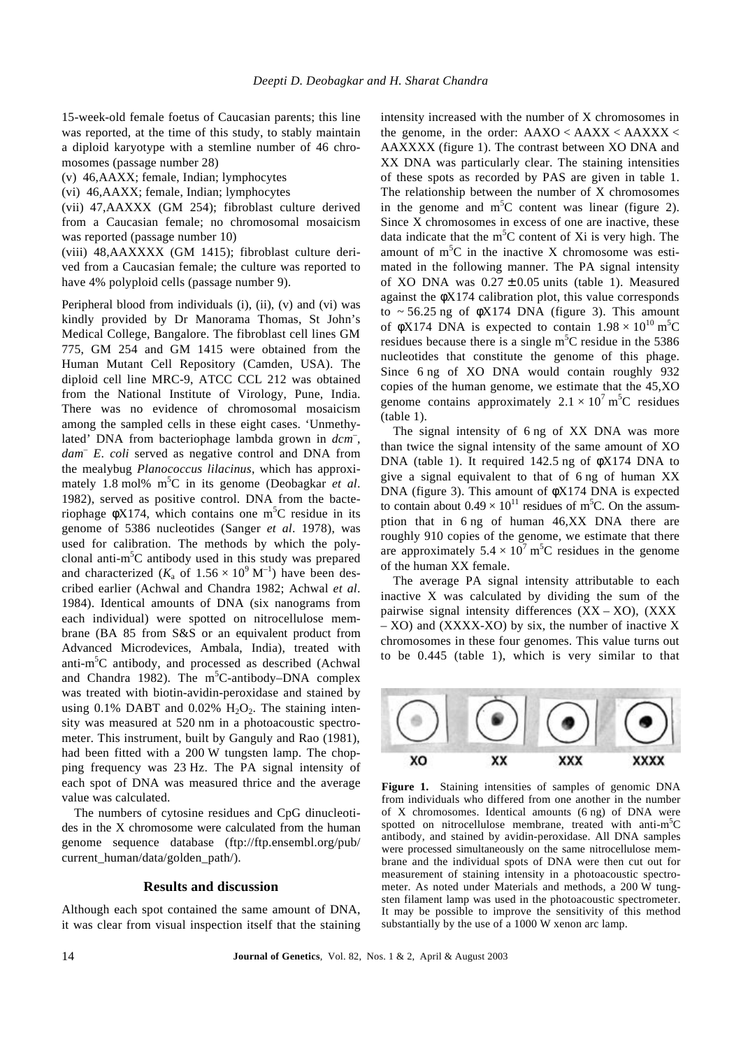15-week-old female foetus of Caucasian parents; this line was reported, at the time of this study, to stably maintain a diploid karyotype with a stemline number of 46 chromosomes (passage number 28)

(v) 46,AAXX; female, Indian; lymphocytes

(vi) 46,AAXX; female, Indian; lymphocytes

(vii) 47,AAXXX (GM 254); fibroblast culture derived from a Caucasian female; no chromosomal mosaicism was reported (passage number 10)

(viii) 48,AAXXXX (GM 1415); fibroblast culture derived from a Caucasian female; the culture was reported to have 4% polyploid cells (passage number 9).

Peripheral blood from individuals (i), (ii), (v) and (vi) was kindly provided by Dr Manorama Thomas, St John's Medical College, Bangalore. The fibroblast cell lines GM 775, GM 254 and GM 1415 were obtained from the Human Mutant Cell Repository (Camden, USA). The diploid cell line MRC-9, ATCC CCL 212 was obtained from the National Institute of Virology, Pune, India. There was no evidence of chromosomal mosaicism among the sampled cells in these eight cases. 'Unmethylated' DNA from bacteriophage lambda grown in *dcm*$^-$, *dam*$^-$ *E. coli* served as negative control and DNA from the mealybug *Planococcus lilacinus*, which has approximately 1.8 mol% $m^5C$ in its genome (Deobagkar *et al*. 1982), served as positive control. DNA from the bacteriophage φX174, which contains one $m^5C$ residue in its genome of 5386 nucleotides (Sanger *et al*. 1978), was used for calibration. The methods by which the polyclonal anti-$m^5C$ antibody used in this study was prepared and characterized ($K_a$ of $1.56 \times 10^9$ $M^{-1}$) have been described earlier (Achwal and Chandra 1982; Achwal *et al*. 1984). Identical amounts of DNA (six nanograms from each individual) were spotted on nitrocellulose membrane (BA 85 from S&S or an equivalent product from Advanced Microdevices, Ambala, India), treated with anti-$m^5C$ antibody, and processed as described (Achwal and Chandra 1982). The $m^5C$-antibody–DNA complex was treated with biotin-avidin-peroxidase and stained by using 0.1% DABT and 0.02% $H_2O_2$. The staining intensity was measured at 520 nm in a photoacoustic spectrometer. This instrument, built by Ganguly and Rao (1981), had been fitted with a 200 W tungsten lamp. The chopping frequency was 23 Hz. The PA signal intensity of each spot of DNA was measured thrice and the average value was calculated.

The numbers of cytosine residues and CpG dinucleotides in the X chromosome were calculated from the human genome sequence database (ftp://ftp.ensembl.org/pub/current_human/data/golden_path/).

## Results and discussion

Although each spot contained the same amount of DNA, it was clear from visual inspection itself that the staining intensity increased with the number of X chromosomes in the genome, in the order: AAXO < AAXX < AAXXX < AAXXXX (figure 1). The contrast between XO DNA and XX DNA was particularly clear. The staining intensities of these spots as recorded by PAS are given in table 1. The relationship between the number of X chromosomes in the genome and $m^5C$ content was linear (figure 2). Since X chromosomes in excess of one are inactive, these data indicate that the $m^5C$ content of Xi is very high. The amount of $m^5C$ in the inactive X chromosome was estimated in the following manner. The PA signal intensity of XO DNA was $0.27 \pm 0.05$ units (table 1). Measured against the φX174 calibration plot, this value corresponds to ~ 56.25 ng of φX174 DNA (figure 3). This amount of φX174 DNA is expected to contain $1.98 \times 10^{10}$ $m^5C$ residues because there is a single $m^5C$ residue in the 5386 nucleotides that constitute the genome of this phage. Since 6 ng of XO DNA would contain roughly 932 copies of the human genome, we estimate that the 45,XO genome contains approximately $2.1 \times 10^7$ $m^5C$ residues (table 1).

The signal intensity of 6 ng of XX DNA was more than twice the signal intensity of the same amount of XO DNA (table 1). It required 142.5 ng of φX174 DNA to give a signal equivalent to that of 6 ng of human XX DNA (figure 3). This amount of φX174 DNA is expected to contain about $0.49 \times 10^{11}$ residues of $m^5C$. On the assumption that in 6 ng of human 46,XX DNA there are roughly 910 copies of the genome, we estimate that there are approximately $5.4 \times 10^7$ $m^5C$ residues in the genome of the human XX female.

The average PA signal intensity attributable to each inactive X was calculated by dividing the sum of the pairwise signal intensity differences (XX – XO), (XXX – XO) and (XXXX-XO) by six, the number of inactive X chromosomes in these four genomes. This value turns out to be 0.445 (table 1), which is very similar to that

**Figure 1.** Staining intensities of samples of genomic DNA from individuals who differed from one another in the number of X chromosomes. Identical amounts (6 ng) of DNA were spotted on nitrocellulose membrane, treated with anti-$m^5C$ antibody, and stained by avidin-peroxidase. All DNA samples were processed simultaneously on the same nitrocellulose membrane and the individual spots of DNA were then cut out for measurement of staining intensity in a photoacoustic spectrometer. As noted under Materials and methods, a 200 W tungsten filament lamp was used in the photoacoustic spectrometer. It may be possible to improve the sensitivity of this method substantially by the use of a 1000 W xenon arc lamp.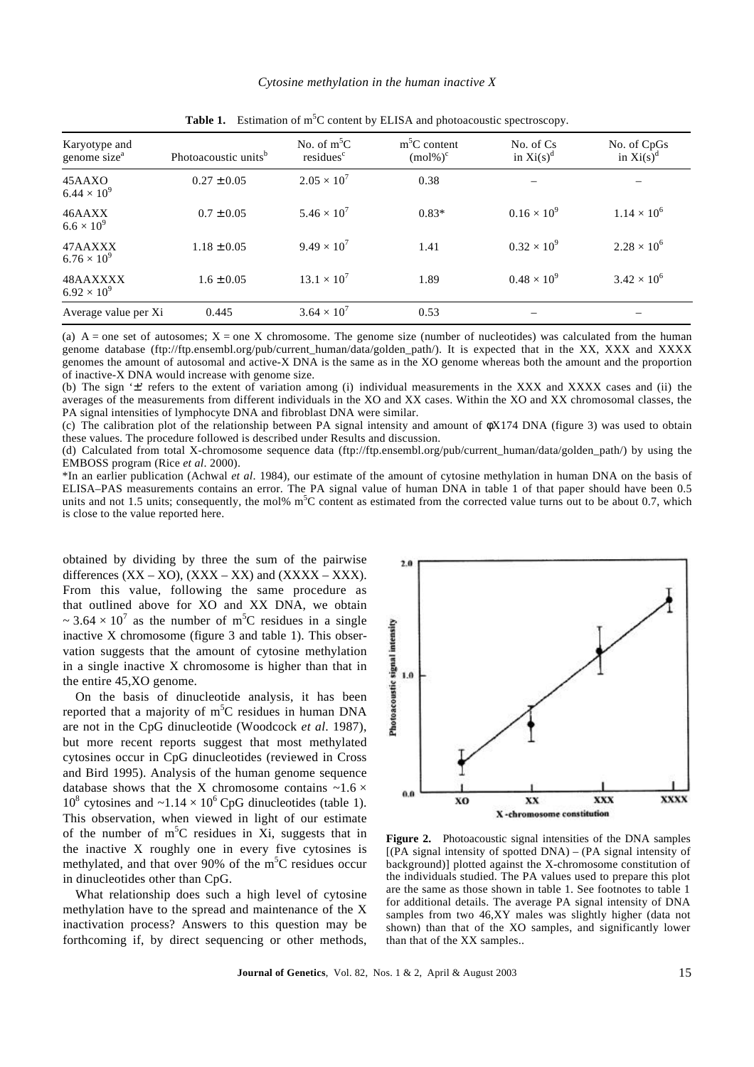**Table 1.** Estimation of $m^5C$ content by ELISA and photoacoustic spectroscopy.

| Karyotype and genome size[a] | Photoacoustic units[b] | No. of $m^5C$ residues[c] | $m^5C$ content (mol%)[c] | No. of Cs in Xi(s)[d] | No. of CpGs in Xi(s)[d] |
|---|---|---|---|---|---|
| 45AAXO $6.44 \times 10^9$ | $0.27 \pm 0.05$ | $2.05 \times 10^7$ | 0.38 | – | – |
| 46AAXX $6.6 \times 10^9$ | $0.7 \pm 0.05$ | $5.46 \times 10^7$ | 0.83* | $0.16 \times 10^9$ | $1.14 \times 10^6$ |
| 47AAXXX $6.76 \times 10^9$ | $1.18 \pm 0.05$ | $9.49 \times 10^7$ | 1.41 | $0.32 \times 10^9$ | $2.28 \times 10^6$ |
| 48AAXXXX $6.92 \times 10^9$ | $1.6 \pm 0.05$ | $13.1 \times 10^7$ | 1.89 | $0.48 \times 10^9$ | $3.42 \times 10^6$ |
| Average value per Xi | 0.445 | $3.64 \times 10^7$ | 0.53 | – | – |

(a) A = one set of autosomes; X = one X chromosome. The genome size (number of nucleotides) was calculated from the human genome database (ftp://ftp.ensembl.org/pub/current_human/data/golden_path/). It is expected that in the XX, XXX and XXXX genomes the amount of autosomal and active-X DNA is the same as in the XO genome whereas both the amount and the proportion of inactive-X DNA would increase with genome size.

(b) The sign '±' refers to the extent of variation among (i) individual measurements in the XXX and XXXX cases and (ii) the averages of the measurements from different individuals in the XO and XX cases. Within the XO and XX chromosomal classes, the PA signal intensities of lymphocyte DNA and fibroblast DNA were similar.

(c) The calibration plot of the relationship between PA signal intensity and amount of φX174 DNA (figure 3) was used to obtain these values. The procedure followed is described under Results and discussion.

(d) Calculated from total X-chromosome sequence data (ftp://ftp.ensembl.org/pub/current_human/data/golden_path/) by using the EMBOSS program (Rice *et al*. 2000).

*In an earlier publication (Achwal *et al*. 1984), our estimate of the amount of cytosine methylation in human DNA on the basis of ELISA–PAS measurements contains an error. The PA signal value of human DNA in table 1 of that paper should have been 0.5 units and not 1.5 units; consequently, the mol% $m^5C$ content as estimated from the corrected value turns out to be about 0.7, which is close to the value reported here.

obtained by dividing by three the sum of the pairwise differences (XX – XO), (XXX – XX) and (XXXX – XXX). From this value, following the same procedure as that outlined above for XO and XX DNA, we obtain $\sim 3.64 \times 10^7$ as the number of $m^5C$ residues in a single inactive X chromosome (figure 3 and table 1). This observation suggests that the amount of cytosine methylation in a single inactive X chromosome is higher than that in the entire 45,XO genome.

On the basis of dinucleotide analysis, it has been reported that a majority of $m^5C$ residues in human DNA are not in the CpG dinucleotide (Woodcock *et al*. 1987), but more recent reports suggest that most methylated cytosines occur in CpG dinucleotides (reviewed in Cross and Bird 1995). Analysis of the human genome sequence database shows that the X chromosome contains $\sim 1.6 \times 10^8$ cytosines and $\sim 1.14 \times 10^6$ CpG dinucleotides (table 1). This observation, when viewed in light of our estimate of the number of $m^5C$ residues in Xi, suggests that in the inactive X roughly one in every five cytosines is methylated, and that over 90% of the $m^5C$ residues occur in dinucleotides other than CpG.

What relationship does such a high level of cytosine methylation have to the spread and maintenance of the X inactivation process? Answers to this question may be forthcoming if, by direct sequencing or other methods,

**Figure 2.** Photoacoustic signal intensities of the DNA samples [(PA signal intensity of spotted DNA) – (PA signal intensity of background)] plotted against the X-chromosome constitution of the individuals studied. The PA values used to prepare this plot are the same as those shown in table 1. See footnotes to table 1 for additional details. The average PA signal intensity of DNA samples from two 46,XY males was slightly higher (data not shown) than that of the XO samples, and significantly lower than that of the XX samples..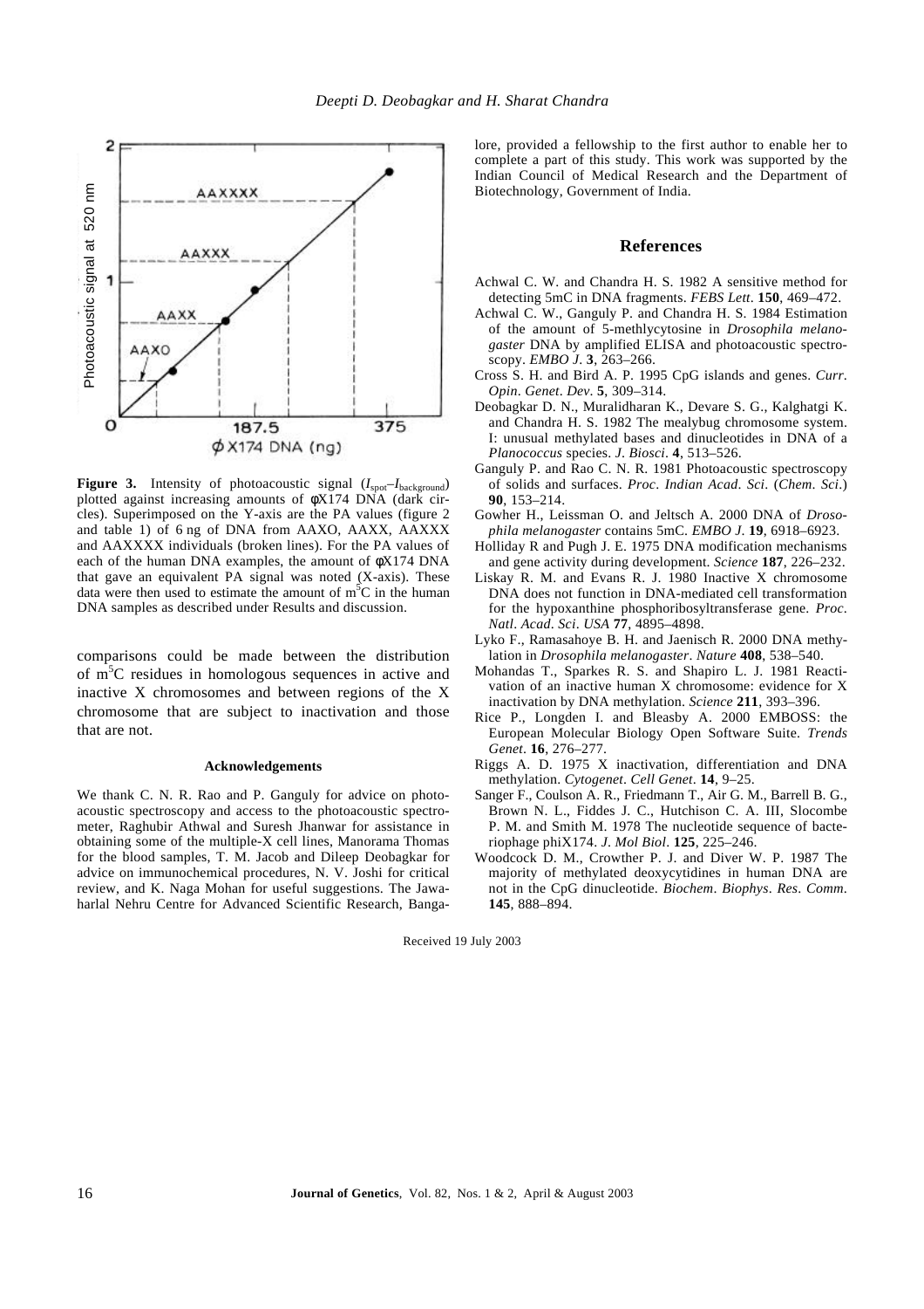Photoacoustic signal at 520 nm

2

1

0

AAXXXX

AAXXX

AAXX

AAXO

187.5

375

φX174 DNA (ng)

**Figure 3.** Intensity of photoacoustic signal ($I_{spot}$–$I_{background}$) plotted against increasing amounts of φX174 DNA (dark circles). Superimposed on the Y-axis are the PA values (figure 2 and table 1) of 6 ng of DNA from AAXO, AAXX, AAXXX and AAXXXX individuals (broken lines). For the PA values of each of the human DNA examples, the amount of φX174 DNA that gave an equivalent PA signal was noted (X-axis). These data were then used to estimate the amount of $m^5C$ in the human DNA samples as described under Results and discussion.

comparisons could be made between the distribution of $m^5C$ residues in homologous sequences in active and inactive X chromosomes and between regions of the X chromosome that are subject to inactivation and those that are not.

#### Acknowledgements

We thank C. N. R. Rao and P. Ganguly for advice on photoacoustic spectroscopy and access to the photoacoustic spectrometer, Raghubir Athwal and Suresh Jhanwar for assistance in obtaining some of the multiple-X cell lines, Manorama Thomas for the blood samples, T. M. Jacob and Dileep Deobagkar for advice on immunochemical procedures, N. V. Joshi for critical review, and K. Naga Mohan for useful suggestions. The Jawaharlal Nehru Centre for Advanced Scientific Research, Bangalore, provided a fellowship to the first author to enable her to complete a part of this study. This work was supported by the Indian Council of Medical Research and the Department of Biotechnology, Government of India.

## References

Achwal C. W. and Chandra H. S. 1982 A sensitive method for detecting 5mC in DNA fragments. *FEBS Lett*. **150**, 469–472.

Achwal C. W., Ganguly P. and Chandra H. S. 1984 Estimation of the amount of 5-methlycytosine in *Drosophila melanogaster* DNA by amplified ELISA and photoacoustic spectroscopy. *EMBO J*. **3**, 263–266.

Cross S. H. and Bird A. P. 1995 CpG islands and genes. *Curr. Opin. Genet. Dev*. **5**, 309–314.

Deobagkar D. N., Muralidharan K., Devare S. G., Kalghatgi K. and Chandra H. S. 1982 The mealybug chromosome system. I: unusual methylated bases and dinucleotides in DNA of a *Planococcus* species. *J. Biosci*. **4**, 513–526.

Ganguly P. and Rao C. N. R. 1981 Photoacoustic spectroscopy of solids and surfaces. *Proc. Indian Acad. Sci.* (*Chem. Sci.*) **90**, 153–214.

Gowher H., Leissman O. and Jeltsch A. 2000 DNA of *Drosophila melanogaster* contains 5mC. *EMBO J*. **19**, 6918–6923.

Holliday R and Pugh J. E. 1975 DNA modification mechanisms and gene activity during development. *Science* **187**, 226–232.

Liskay R. M. and Evans R. J. 1980 Inactive X chromosome DNA does not function in DNA-mediated cell transformation for the hypoxanthine phosphoribosyltransferase gene. *Proc. Natl. Acad. Sci. USA* **77**, 4895–4898.

Lyko F., Ramasahoye B. H. and Jaenisch R. 2000 DNA methylation in *Drosophila melanogaster*. *Nature* **408**, 538–540.

Mohandas T., Sparkes R. S. and Shapiro L. J. 1981 Reactivation of an inactive human X chromosome: evidence for X inactivation by DNA methylation. *Science* **211**, 393–396.

Rice P., Longden I. and Bleasby A. 2000 EMBOSS: the European Molecular Biology Open Software Suite. *Trends Genet*. **16**, 276–277.

Riggs A. D. 1975 X inactivation, differentiation and DNA methylation. *Cytogenet. Cell Genet*. **14**, 9–25.

Sanger F., Coulson A. R., Friedmann T., Air G. M., Barrell B. G., Brown N. L., Fiddes J. C., Hutchison C. A. III, Slocombe P. M. and Smith M. 1978 The nucleotide sequence of bacteriophage phiX174. *J. Mol Biol*. **125**, 225–246.

Woodcock D. M., Crowther P. J. and Diver W. P. 1987 The majority of methylated deoxycytidines in human DNA are not in the CpG dinucleotide. *Biochem. Biophys. Res. Comm*. **145**, 888–894.

Received 19 July 2003